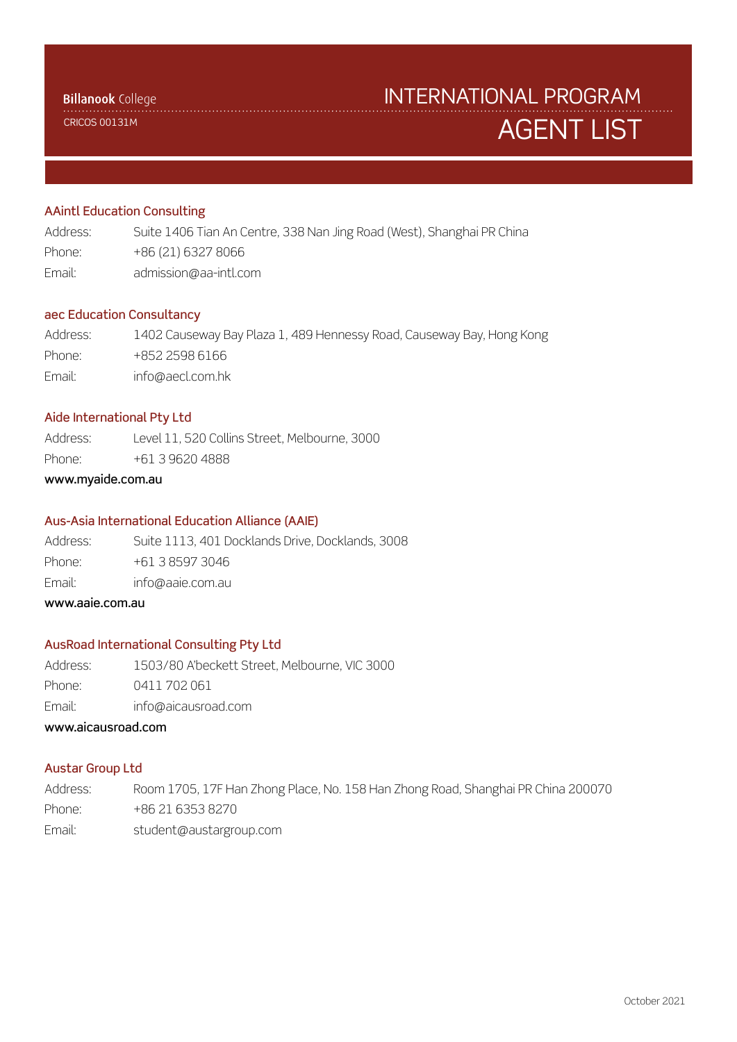Billanook College

CRICOS 00131M

# INTERNATIONAL PROGRAM AGENT LIST

### AAintl Education Consulting

Address: Suite 1406 Tian An Centre, 338 Nan Jing Road (West), Shanghai PR China

Phone: +86 (21) 6327 8066

Email: admission@aa-intl.com

### aec Education Consultancy

Address: 1402 Causeway Bay Plaza 1, 489 Hennessy Road, Causeway Bay, Hong Kong

Phone: +852 2598 6166

Email: info@aecl.com.hk

### Aide International Pty Ltd

Address: Level 11, 520 Collins Street, Melbourne, 3000

Phone: +61 3 9620 4888

www.myaide.com.au

### Aus-Asia International Education Alliance (AAIE)

Address: Suite 1113, 401 Docklands Drive, Docklands, 3008

Phone: +61 3 8597 3046

Email: info@aaie.com.au

www.aaie.com.au

### AusRoad International Consulting Pty Ltd

Address: 1503/80 A'beckett Street, Melbourne, VIC 3000

Phone: 0411 702 061

Email: info@aicausroad.com

www.aicausroad.com

### Austar Group Ltd

Address: Room 1705, 17F Han Zhong Place, No. 158 Han Zhong Road, Shanghai PR China 200070

Phone: +86 21 6353 8270

Email: student@austargroup.com

October 2021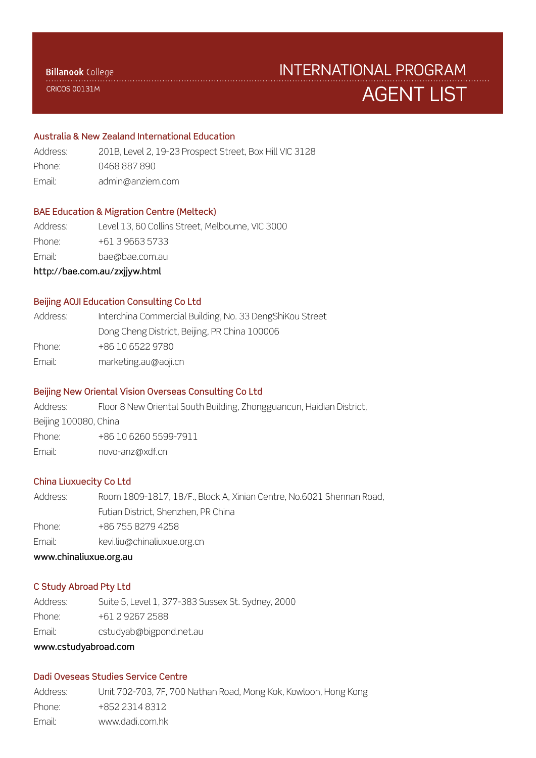**Billanook** College

CRICOS 00131M

# INTERNATIONAL PROGRAM AGENT LIST

## Australia & New Zealand International Education

Address: 201B, Level 2, 19-23 Prospect Street, Box Hill VIC 3128
Phone: 0468 887 890
Email: admin@anziem.com

## BAE Education & Migration Centre (Melteck)

Address: Level 13, 60 Collins Street, Melbourne, VIC 3000
Phone: +61 3 9663 5733
Email: bae@bae.com.au

**http://bae.com.au/zxjjyw.html**

## Beijing AOJI Education Consulting Co Ltd

Address: Interchina Commercial Building, No. 33 DengShiKou Street
Dong Cheng District, Beijing, PR China 100006
Phone: +86 10 6522 9780
Email: marketing.au@aoji.cn

## Beijing New Oriental Vision Overseas Consulting Co Ltd

Address: Floor 8 New Oriental South Building, Zhongguancun, Haidian District, Beijing 100080, China
Phone: +86 10 6260 5599-7911
Email: novo-anz@xdf.cn

## China Liuxuecity Co Ltd

Address: Room 1809-1817, 18/F., Block A, Xinian Centre, No.6021 Shennan Road, Futian District, Shenzhen, PR China
Phone: +86 755 8279 4258
Email: kevi.liu@chinaliuxue.org.cn

**www.chinaliuxue.org.au**

## C Study Abroad Pty Ltd

Address: Suite 5, Level 1, 377-383 Sussex St. Sydney, 2000
Phone: +61 2 9267 2588
Email: cstudyab@bigpond.net.au

**www.cstudyabroad.com**

## Dadi Oveseas Studies Service Centre

Address: Unit 702-703, 7F, 700 Nathan Road, Mong Kok, Kowloon, Hong Kong
Phone: +852 2314 8312
Email: www.dadi.com.hk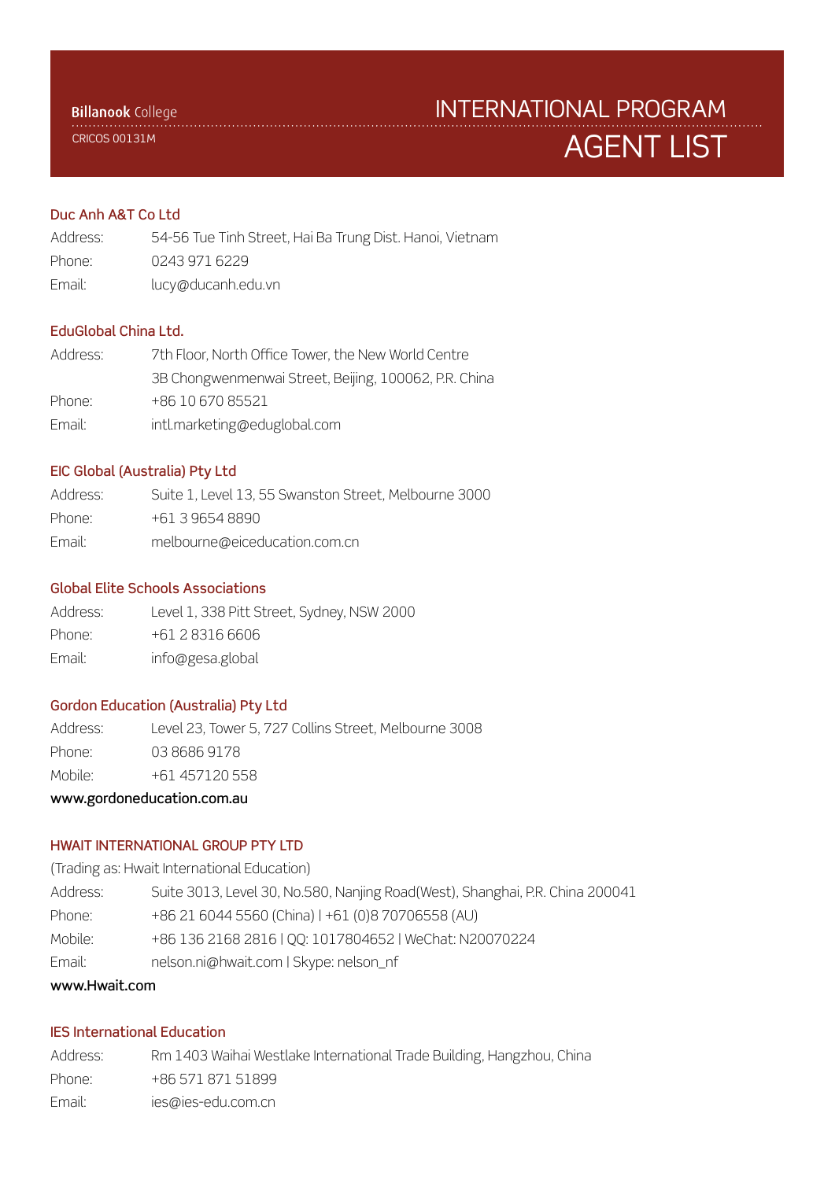Billanook College
CRICOS 00131M

# INTERNATIONAL PROGRAM AGENT LIST

### Duc Anh A&T Co Ltd

Address: 54-56 Tue Tinh Street, Hai Ba Trung Dist. Hanoi, Vietnam
Phone: 0243 971 6229
Email: lucy@ducanh.edu.vn

### EduGlobal China Ltd.

Address: 7th Floor, North Office Tower, the New World Centre
3B Chongwenmenwai Street, Beijing, 100062, P.R. China
Phone: +86 10 670 85521
Email: intl.marketing@eduglobal.com

### EIC Global (Australia) Pty Ltd

Address: Suite 1, Level 13, 55 Swanston Street, Melbourne 3000
Phone: +61 3 9654 8890
Email: melbourne@eiceducation.com.cn

### Global Elite Schools Associations

Address: Level 1, 338 Pitt Street, Sydney, NSW 2000
Phone: +61 2 8316 6606
Email: info@gesa.global

### Gordon Education (Australia) Pty Ltd

Address: Level 23, Tower 5, 727 Collins Street, Melbourne 3008
Phone: 03 8686 9178
Mobile: +61 457120 558

**www.gordoneducation.com.au**

### HWAIT INTERNATIONAL GROUP PTY LTD

(Trading as: Hwait International Education)

Address: Suite 3013, Level 30, No.580, Nanjing Road(West), Shanghai, P.R. China 200041
Phone: +86 21 6044 5560 (China) | +61 (0)8 70706558 (AU)
Mobile: +86 136 2168 2816 | QQ: 1017804652 | WeChat: N20070224
Email: nelson.ni@hwait.com | Skype: nelson_nf

**www.Hwait.com**

### IES International Education

Address: Rm 1403 Waihai Westlake International Trade Building, Hangzhou, China
Phone: +86 571 871 51899
Email: ies@ies-edu.com.cn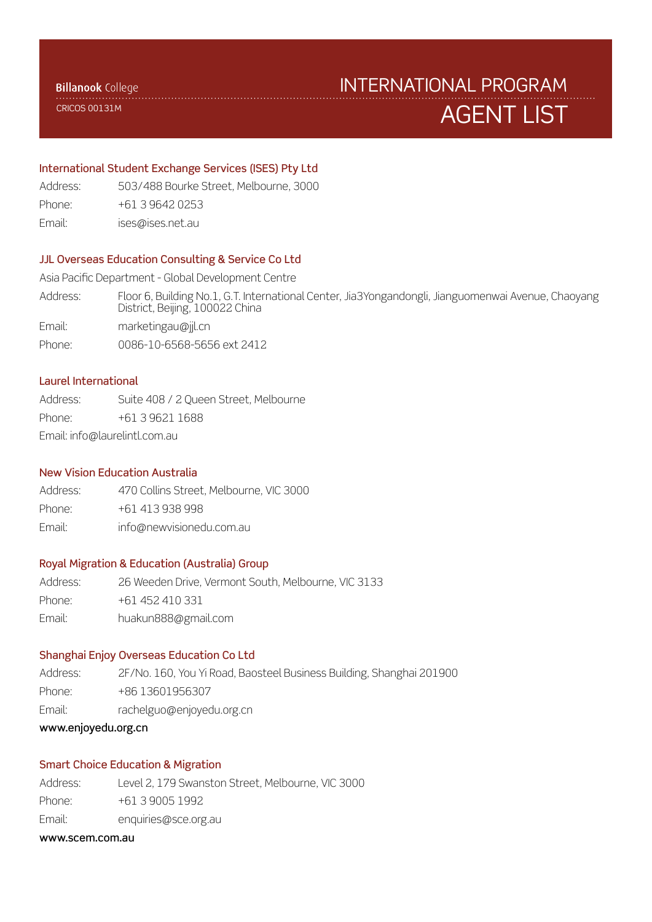Billanook College
CRICOS 00131M

# INTERNATIONAL PROGRAM AGENT LIST

## International Student Exchange Services (ISES) Pty Ltd

Address: 503/488 Bourke Street, Melbourne, 3000
Phone: +61 3 9642 0253
Email: ises@ises.net.au

## JJL Overseas Education Consulting & Service Co Ltd

Asia Pacific Department - Global Development Centre
Address: Floor 6, Building No.1, G.T. International Center, Jia3Yongandongli, Jianguomenwai Avenue, Chaoyang District, Beijing, 100022 China
Email: marketingau@jjl.cn
Phone: 0086-10-6568-5656 ext 2412

## Laurel International

Address: Suite 408 / 2 Queen Street, Melbourne
Phone: +61 3 9621 1688
Email: info@laurelintl.com.au

## New Vision Education Australia

Address: 470 Collins Street, Melbourne, VIC 3000
Phone: +61 413 938 998
Email: info@newvisionedu.com.au

## Royal Migration & Education (Australia) Group

Address: 26 Weeden Drive, Vermont South, Melbourne, VIC 3133
Phone: +61 452 410 331
Email: huakun888@gmail.com

## Shanghai Enjoy Overseas Education Co Ltd

Address: 2F/No. 160, You Yi Road, Baosteel Business Building, Shanghai 201900
Phone: +86 13601956307
Email: rachelguo@enjoyedu.org.cn
**www.enjoyedu.org.cn**

## Smart Choice Education & Migration

Address: Level 2, 179 Swanston Street, Melbourne, VIC 3000
Phone: +61 3 9005 1992
Email: enquiries@sce.org.au
**www.scem.com.au**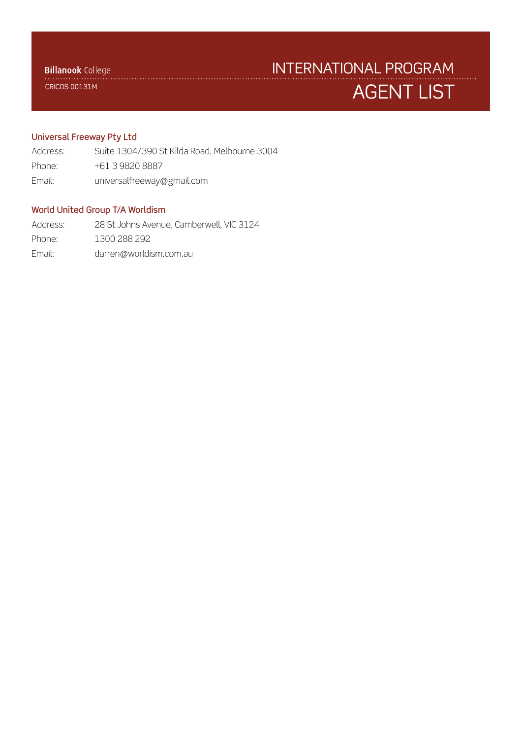**Billanook** College

CRICOS 00131M

# INTERNATIONAL PROGRAM AGENT LIST

## Universal Freeway Pty Ltd

| | |
|---|---|
| Address: | Suite 1304/390 St Kilda Road, Melbourne 3004 |
| Phone: | +61 3 9820 8887 |
| Email: | universalfreeway@gmail.com |

## World United Group T/A Worldism

| | |
|---|---|
| Address: | 28 St Johns Avenue, Camberwell, VIC 3124 |
| Phone: | 1300 288 292 |
| Email: | darren@worldism.com.au |